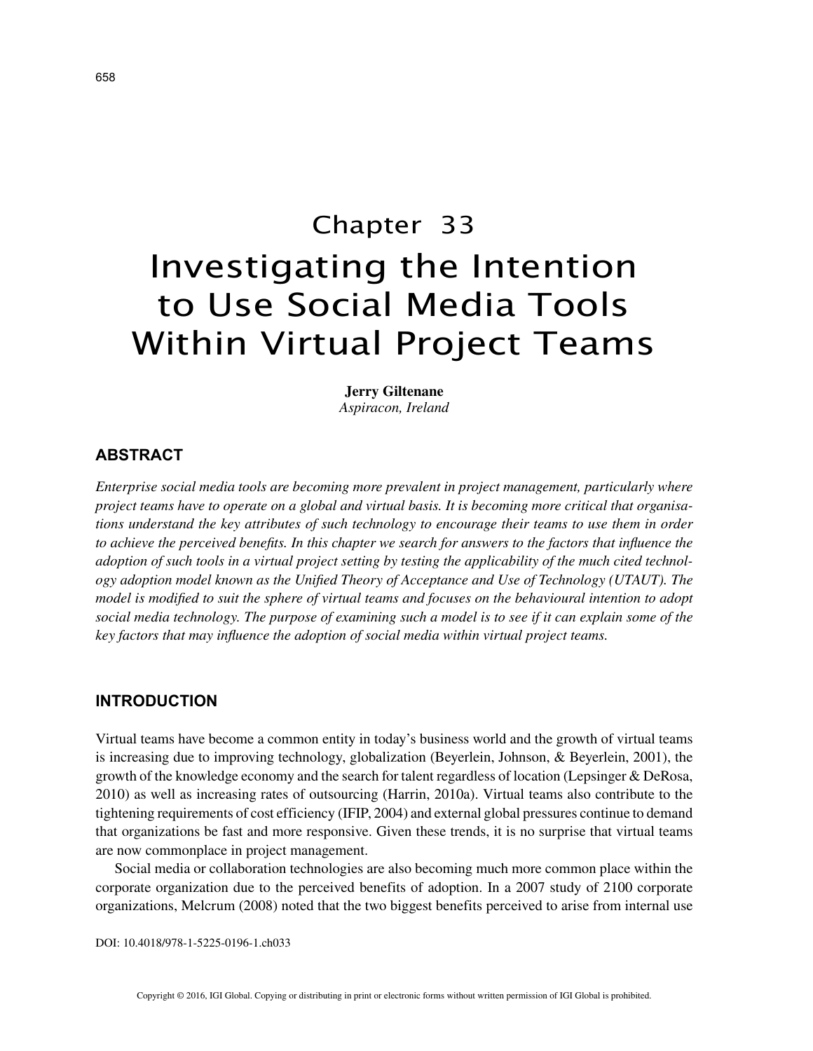# Chapter 33

# Investigating the Intention to Use Social Media Tools Within Virtual Project Teams

**Jerry Giltenane**
*Aspiracon, Ireland*

## ABSTRACT

*Enterprise social media tools are becoming more prevalent in project management, particularly where project teams have to operate on a global and virtual basis. It is becoming more critical that organisations understand the key attributes of such technology to encourage their teams to use them in order to achieve the perceived benefits. In this chapter we search for answers to the factors that influence the adoption of such tools in a virtual project setting by testing the applicability of the much cited technology adoption model known as the Unified Theory of Acceptance and Use of Technology (UTAUT). The model is modified to suit the sphere of virtual teams and focuses on the behavioural intention to adopt social media technology. The purpose of examining such a model is to see if it can explain some of the key factors that may influence the adoption of social media within virtual project teams.*

## INTRODUCTION

Virtual teams have become a common entity in today's business world and the growth of virtual teams is increasing due to improving technology, globalization (Beyerlein, Johnson, & Beyerlein, 2001), the growth of the knowledge economy and the search for talent regardless of location (Lepsinger & DeRosa, 2010) as well as increasing rates of outsourcing (Harrin, 2010a). Virtual teams also contribute to the tightening requirements of cost efficiency (IFIP, 2004) and external global pressures continue to demand that organizations be fast and more responsive. Given these trends, it is no surprise that virtual teams are now commonplace in project management.

Social media or collaboration technologies are also becoming much more common place within the corporate organization due to the perceived benefits of adoption. In a 2007 study of 2100 corporate organizations, Melcrum (2008) noted that the two biggest benefits perceived to arise from internal use

DOI: 10.4018/978-1-5225-0196-1.ch033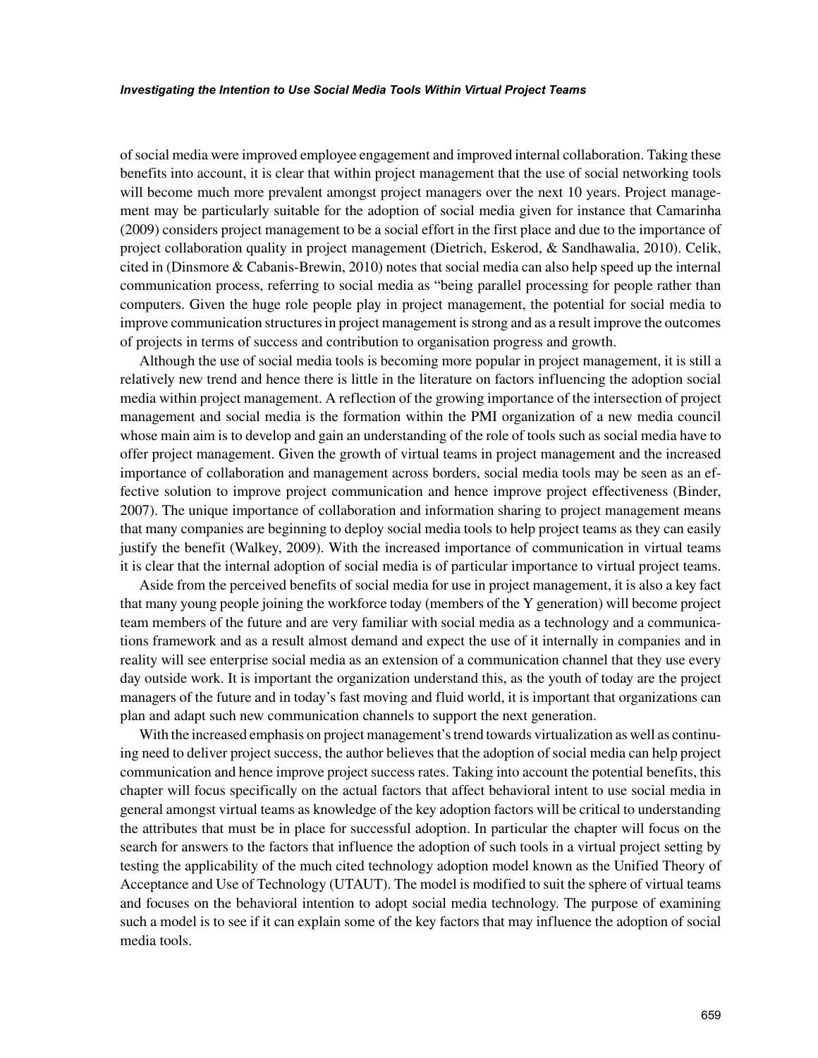of social media were improved employee engagement and improved internal collaboration. Taking these benefits into account, it is clear that within project management that the use of social networking tools will become much more prevalent amongst project managers over the next 10 years. Project management may be particularly suitable for the adoption of social media given for instance that Camarinha (2009) considers project management to be a social effort in the first place and due to the importance of project collaboration quality in project management (Dietrich, Eskerod, & Sandhawalia, 2010). Celik, cited in (Dinsmore & Cabanis-Brewin, 2010) notes that social media can also help speed up the internal communication process, referring to social media as "being parallel processing for people rather than computers. Given the huge role people play in project management, the potential for social media to improve communication structures in project management is strong and as a result improve the outcomes of projects in terms of success and contribution to organisation progress and growth.

Although the use of social media tools is becoming more popular in project management, it is still a relatively new trend and hence there is little in the literature on factors influencing the adoption social media within project management. A reflection of the growing importance of the intersection of project management and social media is the formation within the PMI organization of a new media council whose main aim is to develop and gain an understanding of the role of tools such as social media have to offer project management. Given the growth of virtual teams in project management and the increased importance of collaboration and management across borders, social media tools may be seen as an effective solution to improve project communication and hence improve project effectiveness (Binder, 2007). The unique importance of collaboration and information sharing to project management means that many companies are beginning to deploy social media tools to help project teams as they can easily justify the benefit (Walkey, 2009). With the increased importance of communication in virtual teams it is clear that the internal adoption of social media is of particular importance to virtual project teams.

Aside from the perceived benefits of social media for use in project management, it is also a key fact that many young people joining the workforce today (members of the Y generation) will become project team members of the future and are very familiar with social media as a technology and a communications framework and as a result almost demand and expect the use of it internally in companies and in reality will see enterprise social media as an extension of a communication channel that they use every day outside work. It is important the organization understand this, as the youth of today are the project managers of the future and in today's fast moving and fluid world, it is important that organizations can plan and adapt such new communication channels to support the next generation.

With the increased emphasis on project management's trend towards virtualization as well as continuing need to deliver project success, the author believes that the adoption of social media can help project communication and hence improve project success rates. Taking into account the potential benefits, this chapter will focus specifically on the actual factors that affect behavioral intent to use social media in general amongst virtual teams as knowledge of the key adoption factors will be critical to understanding the attributes that must be in place for successful adoption. In particular the chapter will focus on the search for answers to the factors that influence the adoption of such tools in a virtual project setting by testing the applicability of the much cited technology adoption model known as the Unified Theory of Acceptance and Use of Technology (UTAUT). The model is modified to suit the sphere of virtual teams and focuses on the behavioral intention to adopt social media technology. The purpose of examining such a model is to see if it can explain some of the key factors that may influence the adoption of social media tools.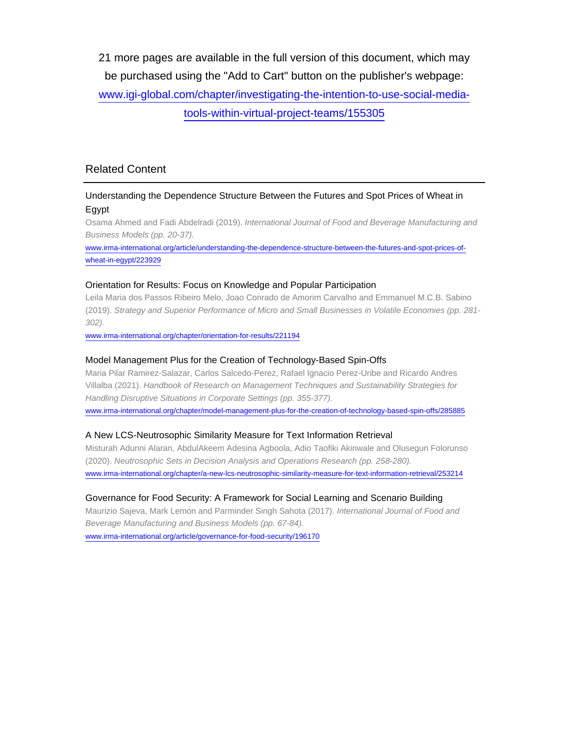21 more pages are available in the full version of this document, which may be purchased using the "Add to Cart" button on the publisher's webpage: [www.igi-global.com/chapter/investigating-the-intention-to-use-social-media-tools-within-virtual-project-teams/155305](www.igi-global.com/chapter/investigating-the-intention-to-use-social-media-tools-within-virtual-project-teams/155305)

## Related Content

Understanding the Dependence Structure Between the Futures and Spot Prices of Wheat in Egypt
Osama Ahmed and Fadi Abdelradi (2019). *International Journal of Food and Beverage Manufacturing and Business Models (pp. 20-37).*
[www.irma-international.org/article/understanding-the-dependence-structure-between-the-futures-and-spot-prices-of-wheat-in-egypt/223929](www.irma-international.org/article/understanding-the-dependence-structure-between-the-futures-and-spot-prices-of-wheat-in-egypt/223929)

Orientation for Results: Focus on Knowledge and Popular Participation
Leila Maria dos Passos Ribeiro Melo, Joao Conrado de Amorim Carvalho and Emmanuel M.C.B. Sabino (2019). *Strategy and Superior Performance of Micro and Small Businesses in Volatile Economies (pp. 281-302).*
[www.irma-international.org/chapter/orientation-for-results/221194](www.irma-international.org/chapter/orientation-for-results/221194)

Model Management Plus for the Creation of Technology-Based Spin-Offs
Maria Pilar Ramirez-Salazar, Carlos Salcedo-Perez, Rafael Ignacio Perez-Uribe and Ricardo Andres Villalba (2021). *Handbook of Research on Management Techniques and Sustainability Strategies for Handling Disruptive Situations in Corporate Settings (pp. 355-377).*
[www.irma-international.org/chapter/model-management-plus-for-the-creation-of-technology-based-spin-offs/285885](www.irma-international.org/chapter/model-management-plus-for-the-creation-of-technology-based-spin-offs/285885)

A New LCS-Neutrosophic Similarity Measure for Text Information Retrieval
Misturah Adunni Alaran, AbdulAkeem Adesina Agboola, Adio Taofiki Akinwale and Olusegun Folorunso (2020). *Neutrosophic Sets in Decision Analysis and Operations Research (pp. 258-280).*
[www.irma-international.org/chapter/a-new-lcs-neutrosophic-similarity-measure-for-text-information-retrieval/253214](www.irma-international.org/chapter/a-new-lcs-neutrosophic-similarity-measure-for-text-information-retrieval/253214)

Governance for Food Security: A Framework for Social Learning and Scenario Building
Maurizio Sajeva, Mark Lemon and Parminder Singh Sahota (2017). *International Journal of Food and Beverage Manufacturing and Business Models (pp. 67-84).*
[www.irma-international.org/article/governance-for-food-security/196170](www.irma-international.org/article/governance-for-food-security/196170)